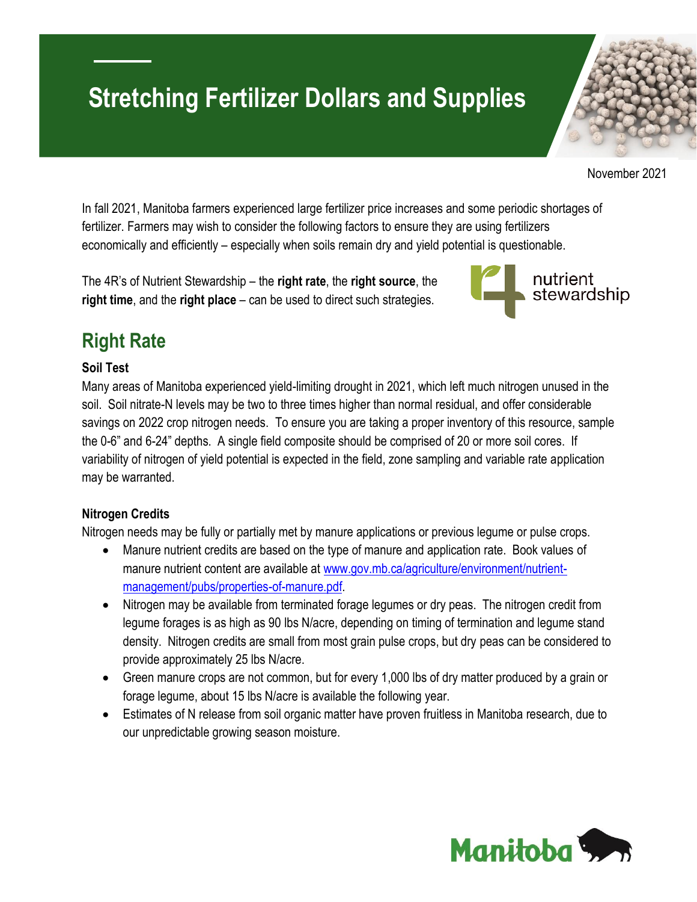# Stretching Fertilizer Dollars and Supplies

November 2021

In fall 2021, Manitoba farmers experienced large fertilizer price increases and some periodic shortages of fertilizer. Farmers may wish to consider the following factors to ensure they are using fertilizers economically and efficiently – especially when soils remain dry and yield potential is questionable.

The 4R's of Nutrient Stewardship – the **right rate**, the **right source**, the **right time**, and the **right place** – can be used to direct such strategies.

nutrient stewardship

## Right Rate

### Soil Test

Many areas of Manitoba experienced yield-limiting drought in 2021, which left much nitrogen unused in the soil. Soil nitrate-N levels may be two to three times higher than normal residual, and offer considerable savings on 2022 crop nitrogen needs. To ensure you are taking a proper inventory of this resource, sample the 0-6" and 6-24" depths. A single field composite should be comprised of 20 or more soil cores. If variability of nitrogen of yield potential is expected in the field, zone sampling and variable rate application may be warranted.

### Nitrogen Credits

Nitrogen needs may be fully or partially met by manure applications or previous legume or pulse crops.

- Manure nutrient credits are based on the type of manure and application rate. Book values of manure nutrient content are available at [www.gov.mb.ca/agriculture/environment/nutrient-management/pubs/properties-of-manure.pdf](www.gov.mb.ca/agriculture/environment/nutrient-management/pubs/properties-of-manure.pdf).
- Nitrogen may be available from terminated forage legumes or dry peas. The nitrogen credit from legume forages is as high as 90 lbs N/acre, depending on timing of termination and legume stand density. Nitrogen credits are small from most grain pulse crops, but dry peas can be considered to provide approximately 25 lbs N/acre.
- Green manure crops are not common, but for every 1,000 lbs of dry matter produced by a grain or forage legume, about 15 lbs N/acre is available the following year.
- Estimates of N release from soil organic matter have proven fruitless in Manitoba research, due to our unpredictable growing season moisture.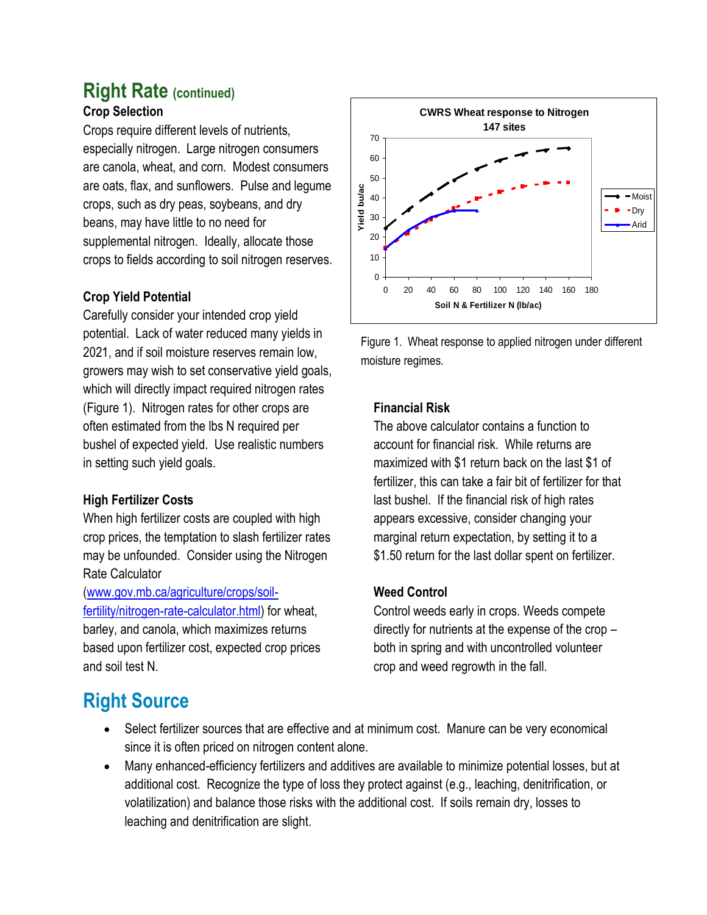## Right Rate (continued)

### Crop Selection

Crops require different levels of nutrients, especially nitrogen. Large nitrogen consumers are canola, wheat, and corn. Modest consumers are oats, flax, and sunflowers. Pulse and legume crops, such as dry peas, soybeans, and dry beans, may have little to no need for supplemental nitrogen. Ideally, allocate those crops to fields according to soil nitrogen reserves.

### Crop Yield Potential

Carefully consider your intended crop yield potential. Lack of water reduced many yields in 2021, and if soil moisture reserves remain low, growers may wish to set conservative yield goals, which will directly impact required nitrogen rates (Figure 1). Nitrogen rates for other crops are often estimated from the lbs N required per bushel of expected yield. Use realistic numbers in setting such yield goals.

### High Fertilizer Costs

When high fertilizer costs are coupled with high crop prices, the temptation to slash fertilizer rates may be unfounded. Consider using the Nitrogen Rate Calculator (www.gov.mb.ca/agriculture/crops/soil-fertility/nitrogen-rate-calculator.html) for wheat, barley, and canola, which maximizes returns based upon fertilizer cost, expected crop prices and soil test N.

Figure 1. Wheat response to applied nitrogen under different moisture regimes.

### Financial Risk

The above calculator contains a function to account for financial risk. While returns are maximized with $1 return back on the last $1 of fertilizer, this can take a fair bit of fertilizer for that last bushel. If the financial risk of high rates appears excessive, consider changing your marginal return expectation, by setting it to a $1.50 return for the last dollar spent on fertilizer.

### Weed Control

Control weeds early in crops. Weeds compete directly for nutrients at the expense of the crop – both in spring and with uncontrolled volunteer crop and weed regrowth in the fall.

## Right Source

- Select fertilizer sources that are effective and at minimum cost. Manure can be very economical since it is often priced on nitrogen content alone.
- Many enhanced-efficiency fertilizers and additives are available to minimize potential losses, but at additional cost. Recognize the type of loss they protect against (e.g., leaching, denitrification, or volatilization) and balance those risks with the additional cost. If soils remain dry, losses to leaching and denitrification are slight.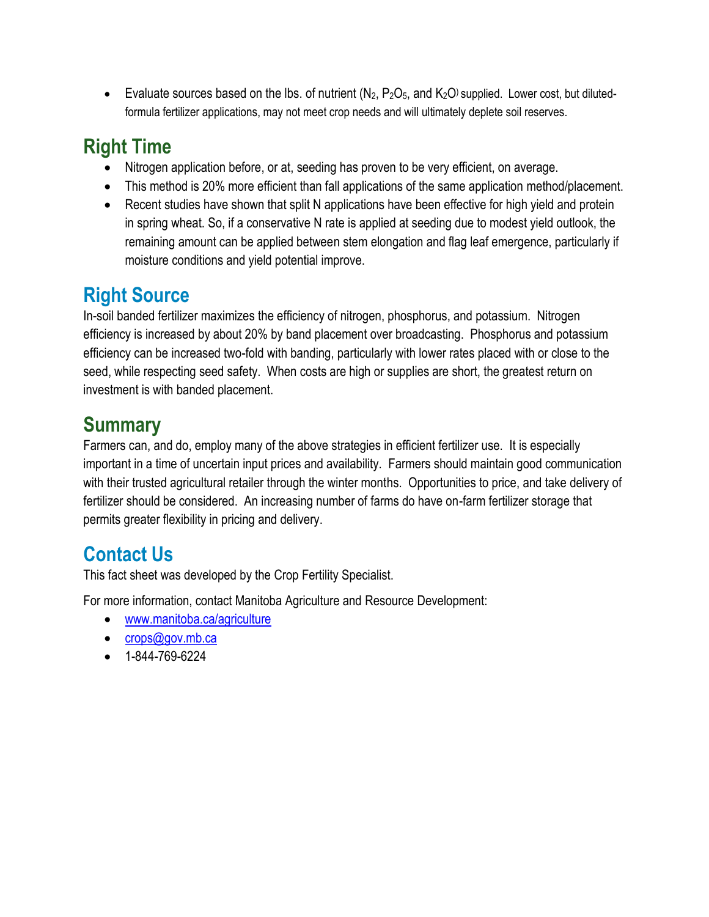- Evaluate sources based on the lbs. of nutrient ($N_2$, $P_2O_5$, and $K_2O$) supplied. Lower cost, but diluted-formula fertilizer applications, may not meet crop needs and will ultimately deplete soil reserves.

## Right Time

- Nitrogen application before, or at, seeding has proven to be very efficient, on average.
- This method is 20% more efficient than fall applications of the same application method/placement.
- Recent studies have shown that split N applications have been effective for high yield and protein in spring wheat. So, if a conservative N rate is applied at seeding due to modest yield outlook, the remaining amount can be applied between stem elongation and flag leaf emergence, particularly if moisture conditions and yield potential improve.

## Right Source

In-soil banded fertilizer maximizes the efficiency of nitrogen, phosphorus, and potassium. Nitrogen efficiency is increased by about 20% by band placement over broadcasting. Phosphorus and potassium efficiency can be increased two-fold with banding, particularly with lower rates placed with or close to the seed, while respecting seed safety. When costs are high or supplies are short, the greatest return on investment is with banded placement.

## Summary

Farmers can, and do, employ many of the above strategies in efficient fertilizer use. It is especially important in a time of uncertain input prices and availability. Farmers should maintain good communication with their trusted agricultural retailer through the winter months. Opportunities to price, and take delivery of fertilizer should be considered. An increasing number of farms do have on-farm fertilizer storage that permits greater flexibility in pricing and delivery.

## Contact Us

This fact sheet was developed by the Crop Fertility Specialist.

For more information, contact Manitoba Agriculture and Resource Development:

- [www.manitoba.ca/agriculture](www.manitoba.ca/agriculture)
- [crops@gov.mb.ca](mailto:crops@gov.mb.ca)
- 1-844-769-6224